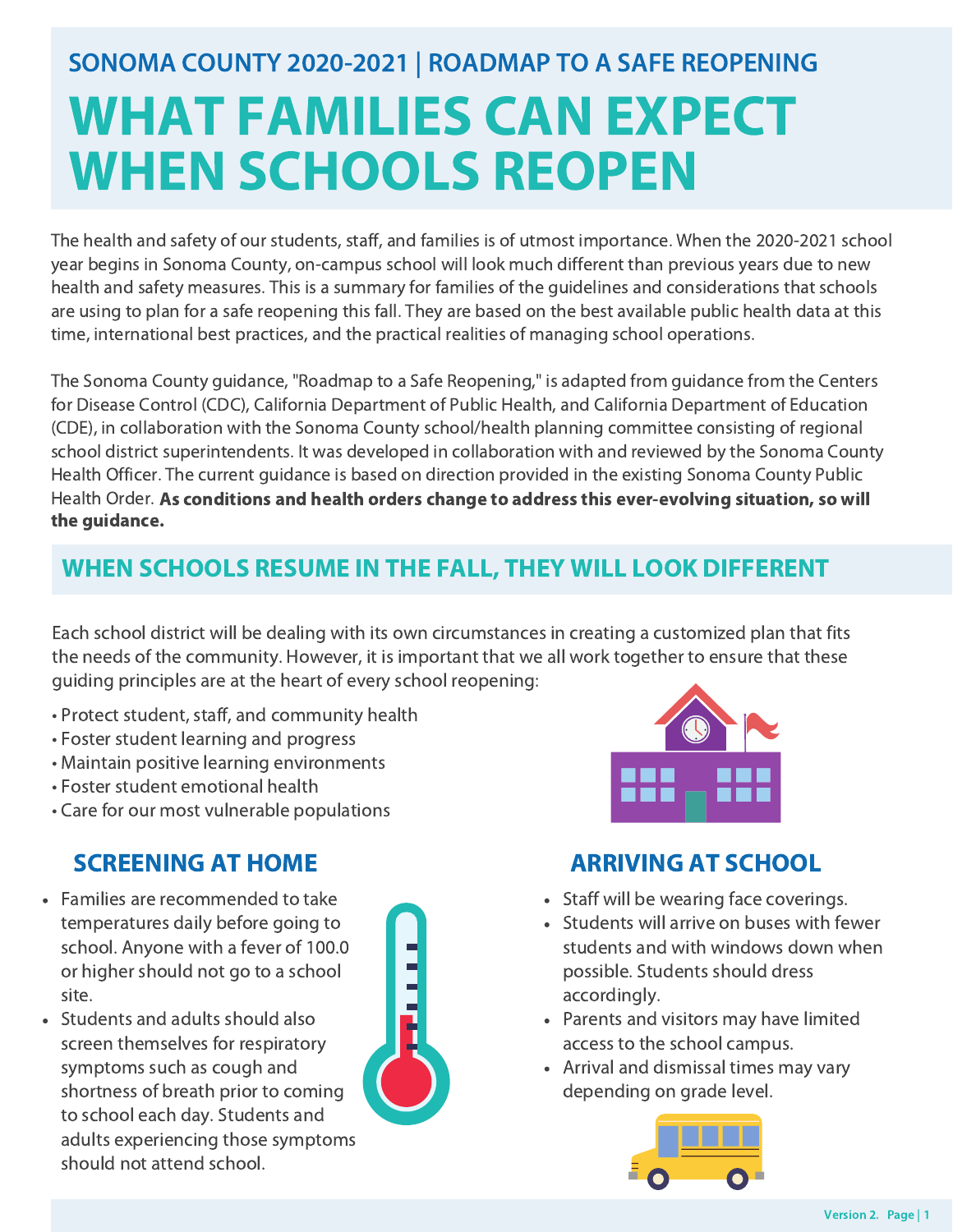## SONOMA COUNTY 2020-2021 | ROADMAP TO A SAFE REOPENING

# WHAT FAMILIES CAN EXPECT WHEN SCHOOLS REOPEN

The health and safety of our students, staff, and families is of utmost importance. When the 2020-2021 school year begins in Sonoma County, on-campus school will look much different than previous years due to new health and safety measures. This is a summary for families of the guidelines and considerations that schools are using to plan for a safe reopening this fall. They are based on the best available public health data at this time, international best practices, and the practical realities of managing school operations.

The Sonoma County guidance, "Roadmap to a Safe Reopening," is adapted from guidance from the Centers for Disease Control (CDC), California Department of Public Health, and California Department of Education (CDE), in collaboration with the Sonoma County school/health planning committee consisting of regional school district superintendents. It was developed in collaboration with and reviewed by the Sonoma County Health Officer. The current guidance is based on direction provided in the existing Sonoma County Public Health Order. **As conditions and health orders change to address this ever-evolving situation, so will the guidance.**

## WHEN SCHOOLS RESUME IN THE FALL, THEY WILL LOOK DIFFERENT

Each school district will be dealing with its own circumstances in creating a customized plan that fits the needs of the community. However, it is important that we all work together to ensure that these guiding principles are at the heart of every school reopening:

- Protect student, staff, and community health
- Foster student learning and progress
- Maintain positive learning environments
- Foster student emotional health
- Care for our most vulnerable populations

### SCREENING AT HOME

- Families are recommended to take temperatures daily before going to school. Anyone with a fever of 100.0 or higher should not go to a school site.
- Students and adults should also screen themselves for respiratory symptoms such as cough and shortness of breath prior to coming to school each day. Students and adults experiencing those symptoms should not attend school.

### ARRIVING AT SCHOOL

- Staff will be wearing face coverings.
- Students will arrive on buses with fewer students and with windows down when possible. Students should dress accordingly.
- Parents and visitors may have limited access to the school campus.
- Arrival and dismissal times may vary depending on grade level.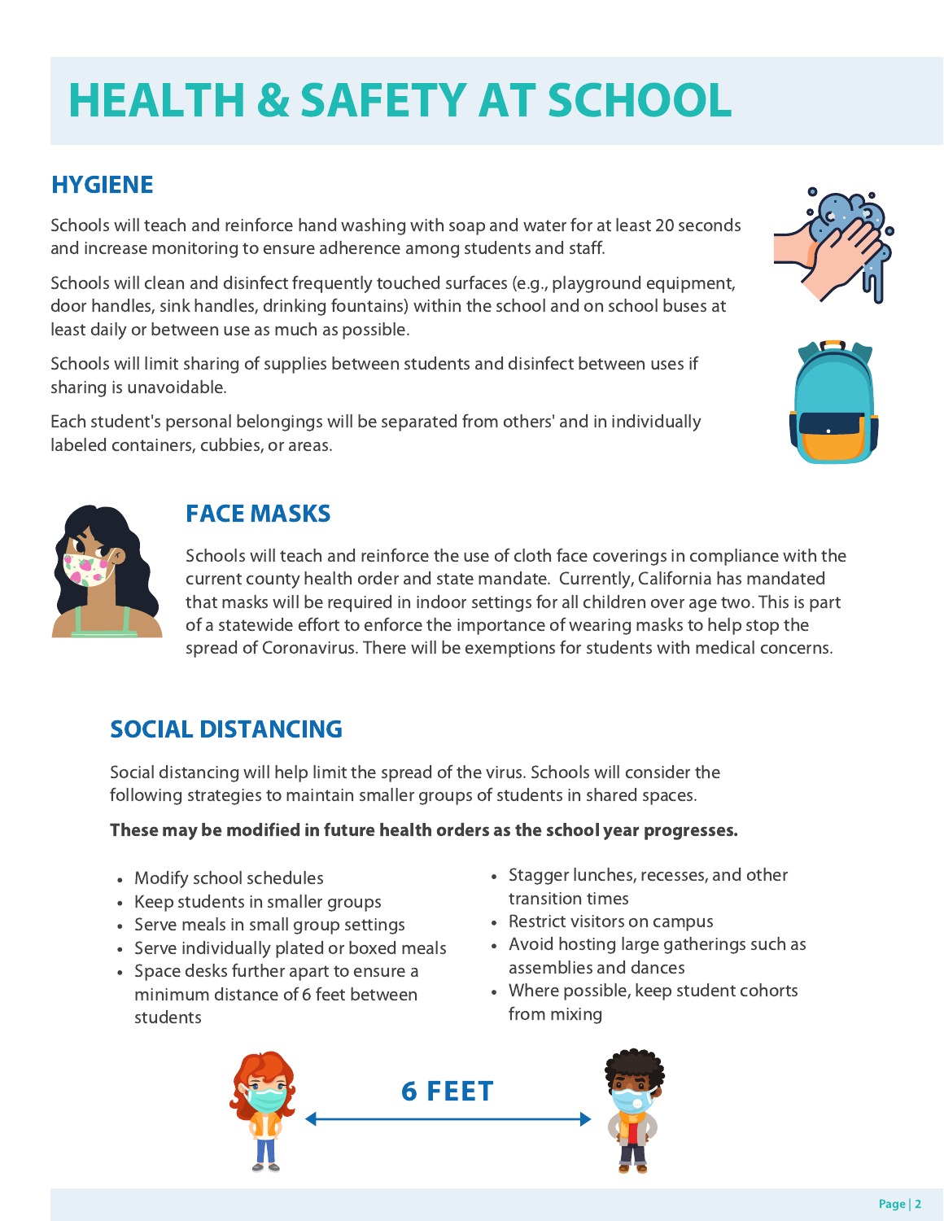# HEALTH & SAFETY AT SCHOOL

## HYGIENE

Schools will teach and reinforce hand washing with soap and water for at least 20 seconds and increase monitoring to ensure adherence among students and staff.

Schools will clean and disinfect frequently touched surfaces (e.g., playground equipment, door handles, sink handles, drinking fountains) within the school and on school buses at least daily or between use as much as possible.

Schools will limit sharing of supplies between students and disinfect between uses if sharing is unavoidable.

Each student's personal belongings will be separated from others' and in individually labeled containers, cubbies, or areas.

## FACE MASKS

Schools will teach and reinforce the use of cloth face coverings in compliance with the current county health order and state mandate. Currently, California has mandated that masks will be required in indoor settings for all children over age two. This is part of a statewide effort to enforce the importance of wearing masks to help stop the spread of Coronavirus. There will be exemptions for students with medical concerns.

## SOCIAL DISTANCING

Social distancing will help limit the spread of the virus. Schools will consider the following strategies to maintain smaller groups of students in shared spaces.

**These may be modified in future health orders as the school year progresses.**

- Modify school schedules
- Keep students in smaller groups
- Serve meals in small group settings
- Serve individually plated or boxed meals
- Space desks further apart to ensure a minimum distance of 6 feet between students
- Stagger lunches, recesses, and other transition times
- Restrict visitors on campus
- Avoid hosting large gatherings such as assemblies and dances
- Where possible, keep student cohorts from mixing

6 FEET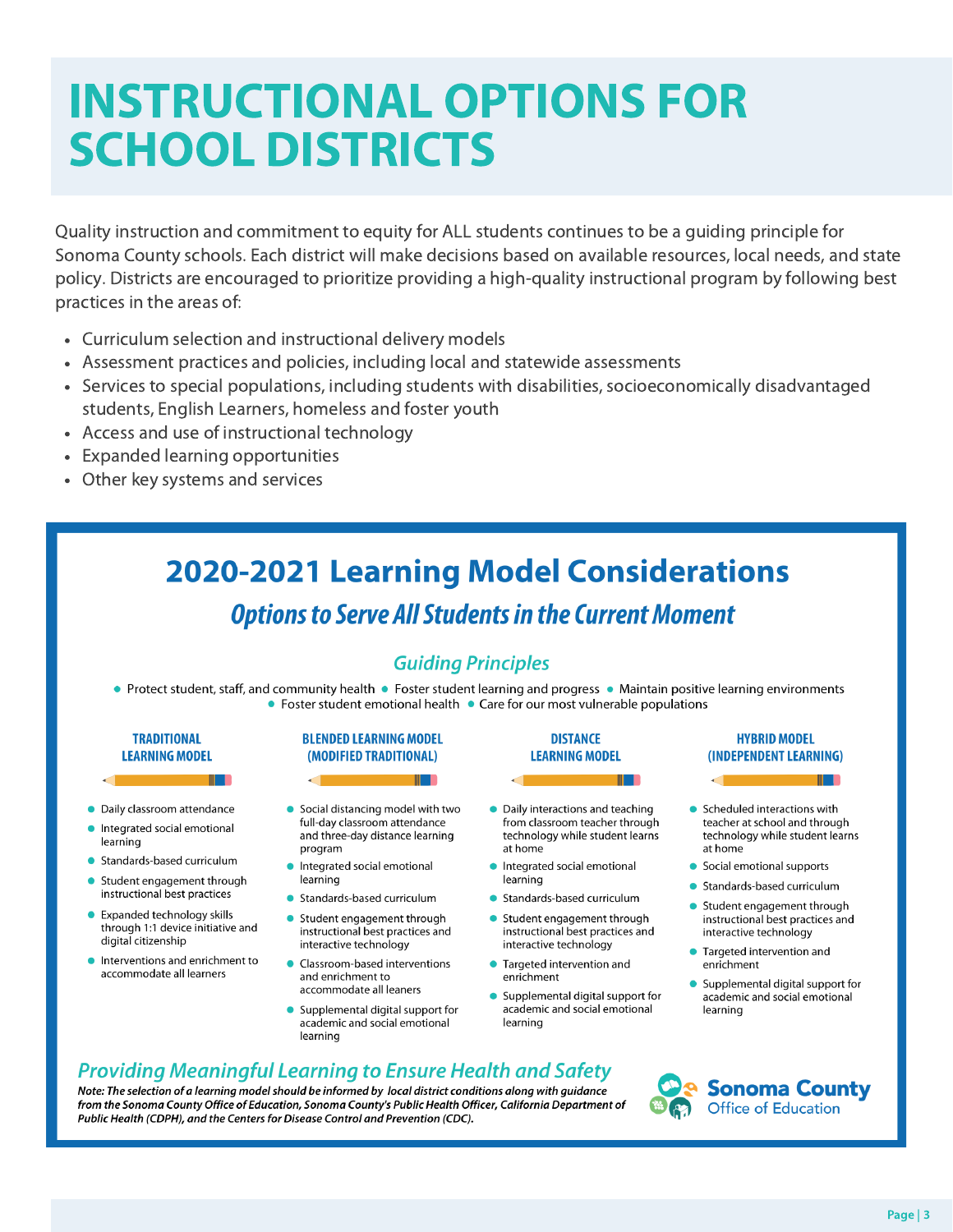# INSTRUCTIONAL OPTIONS FOR SCHOOL DISTRICTS

Quality instruction and commitment to equity for ALL students continues to be a guiding principle for Sonoma County schools. Each district will make decisions based on available resources, local needs, and state policy. Districts are encouraged to prioritize providing a high-quality instructional program by following best practices in the areas of:

- Curriculum selection and instructional delivery models
- Assessment practices and policies, including local and statewide assessments
- Services to special populations, including students with disabilities, socioeconomically disadvantaged students, English Learners, homeless and foster youth
- Access and use of instructional technology
- Expanded learning opportunities
- Other key systems and services

## 2020-2021 Learning Model Considerations

### *Options to Serve All Students in the Current Moment*

### *Guiding Principles*

- Protect student, staff, and community health
- Foster student learning and progress
- Maintain positive learning environments
- Foster student emotional health
- Care for our most vulnerable populations

#### TRADITIONAL LEARNING MODEL

- Daily classroom attendance
- Integrated social emotional learning
- Standards-based curriculum
- Student engagement through instructional best practices
- Expanded technology skills through 1:1 device initiative and digital citizenship
- Interventions and enrichment to accommodate all learners

#### BLENDED LEARNING MODEL (MODIFIED TRADITIONAL)

- Social distancing model with two full-day classroom attendance and three-day distance learning program
- Integrated social emotional learning
- Standards-based curriculum
- Student engagement through instructional best practices and interactive technology
- Classroom-based interventions and enrichment to accommodate all leaners
- Supplemental digital support for academic and social emotional learning

#### DISTANCE LEARNING MODEL

- Daily interactions and teaching from classroom teacher through technology while student learns at home
- Integrated social emotional learning
- Standards-based curriculum
- Student engagement through instructional best practices and interactive technology
- Targeted intervention and enrichment
- Supplemental digital support for academic and social emotional learning

#### HYBRID MODEL (INDEPENDENT LEARNING)

- Scheduled interactions with teacher at school and through technology while student learns at home
- Social emotional supports
- Standards-based curriculum
- Student engagement through instructional best practices and interactive technology
- Targeted intervention and enrichment
- Supplemental digital support for academic and social emotional learning

### *Providing Meaningful Learning to Ensure Health and Safety*

***Note: The selection of a learning model should be informed by local district conditions along with guidance from the Sonoma County Office of Education, Sonoma County's Public Health Officer, California Department of Public Health (CDPH), and the Centers for Disease Control and Prevention (CDC).***

Sonoma County Office of Education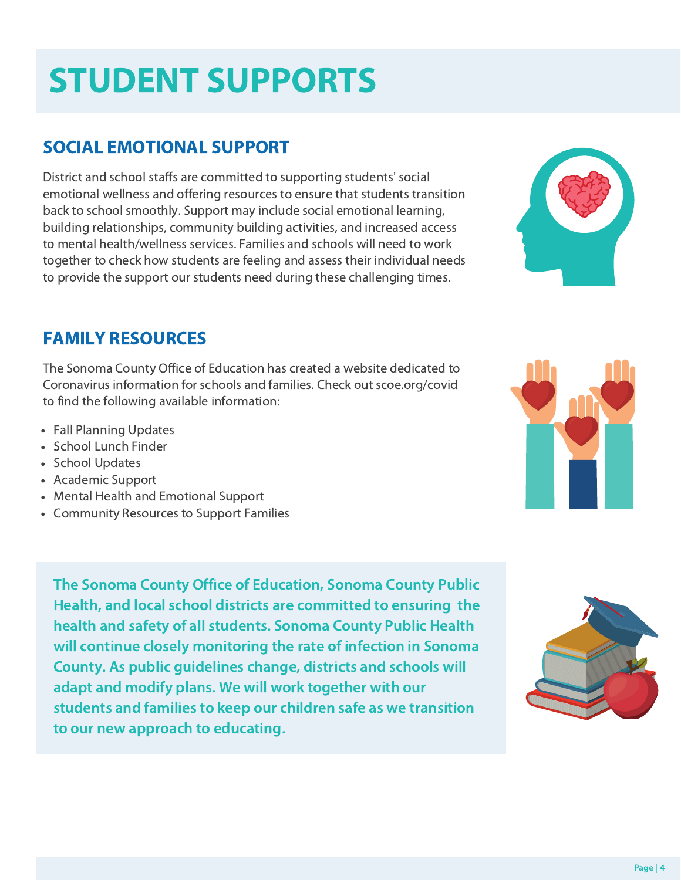# STUDENT SUPPORTS

## SOCIAL EMOTIONAL SUPPORT

District and school staffs are committed to supporting students' social emotional wellness and offering resources to ensure that students transition back to school smoothly. Support may include social emotional learning, building relationships, community building activities, and increased access to mental health/wellness services. Families and schools will need to work together to check how students are feeling and assess their individual needs to provide the support our students need during these challenging times.

## FAMILY RESOURCES

The Sonoma County Office of Education has created a website dedicated to Coronavirus information for schools and families. Check out scoe.org/covid to find the following available information:

- Fall Planning Updates
- School Lunch Finder
- School Updates
- Academic Support
- Mental Health and Emotional Support
- Community Resources to Support Families

**The Sonoma County Office of Education, Sonoma County Public Health, and local school districts are committed to ensuring the health and safety of all students. Sonoma County Public Health will continue closely monitoring the rate of infection in Sonoma County. As public guidelines change, districts and schools will adapt and modify plans. We will work together with our students and families to keep our children safe as we transition to our new approach to educating.**